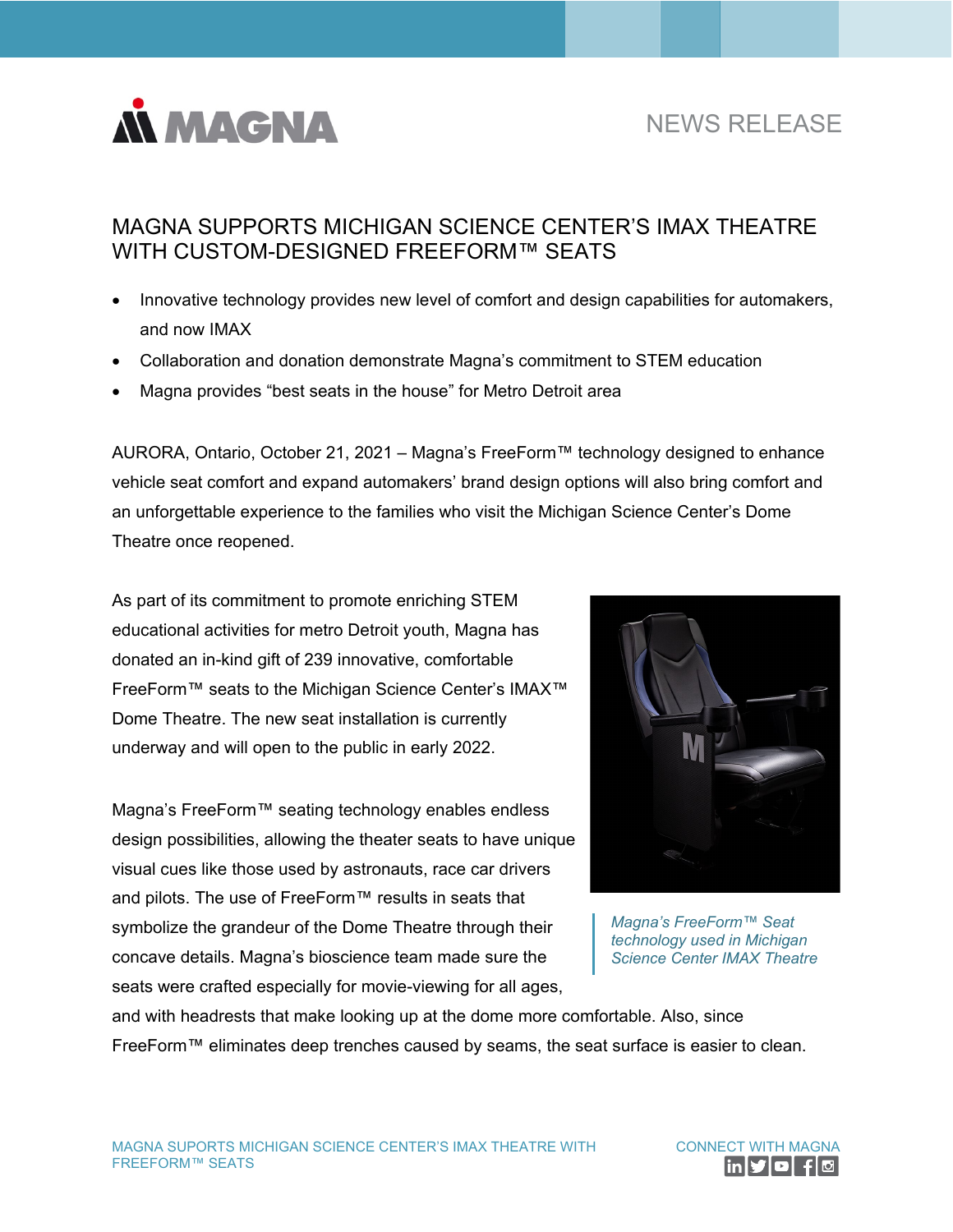MAGNA

NEWS RELEASE

# MAGNA SUPPORTS MICHIGAN SCIENCE CENTER'S IMAX THEATRE WITH CUSTOM-DESIGNED FREEFORM™ SEATS

- Innovative technology provides new level of comfort and design capabilities for automakers, and now IMAX
- Collaboration and donation demonstrate Magna's commitment to STEM education
- Magna provides "best seats in the house" for Metro Detroit area

AURORA, Ontario, October 21, 2021 – Magna's FreeForm™ technology designed to enhance vehicle seat comfort and expand automakers' brand design options will also bring comfort and an unforgettable experience to the families who visit the Michigan Science Center's Dome Theatre once reopened.

As part of its commitment to promote enriching STEM educational activities for metro Detroit youth, Magna has donated an in-kind gift of 239 innovative, comfortable FreeForm™ seats to the Michigan Science Center's IMAX™ Dome Theatre. The new seat installation is currently underway and will open to the public in early 2022.

*Magna's FreeForm™ Seat technology used in Michigan Science Center IMAX Theatre*

Magna's FreeForm™ seating technology enables endless design possibilities, allowing the theater seats to have unique visual cues like those used by astronauts, race car drivers and pilots. The use of FreeForm™ results in seats that symbolize the grandeur of the Dome Theatre through their concave details. Magna's bioscience team made sure the seats were crafted especially for movie-viewing for all ages, and with headrests that make looking up at the dome more comfortable. Also, since FreeForm™ eliminates deep trenches caused by seams, the seat surface is easier to clean.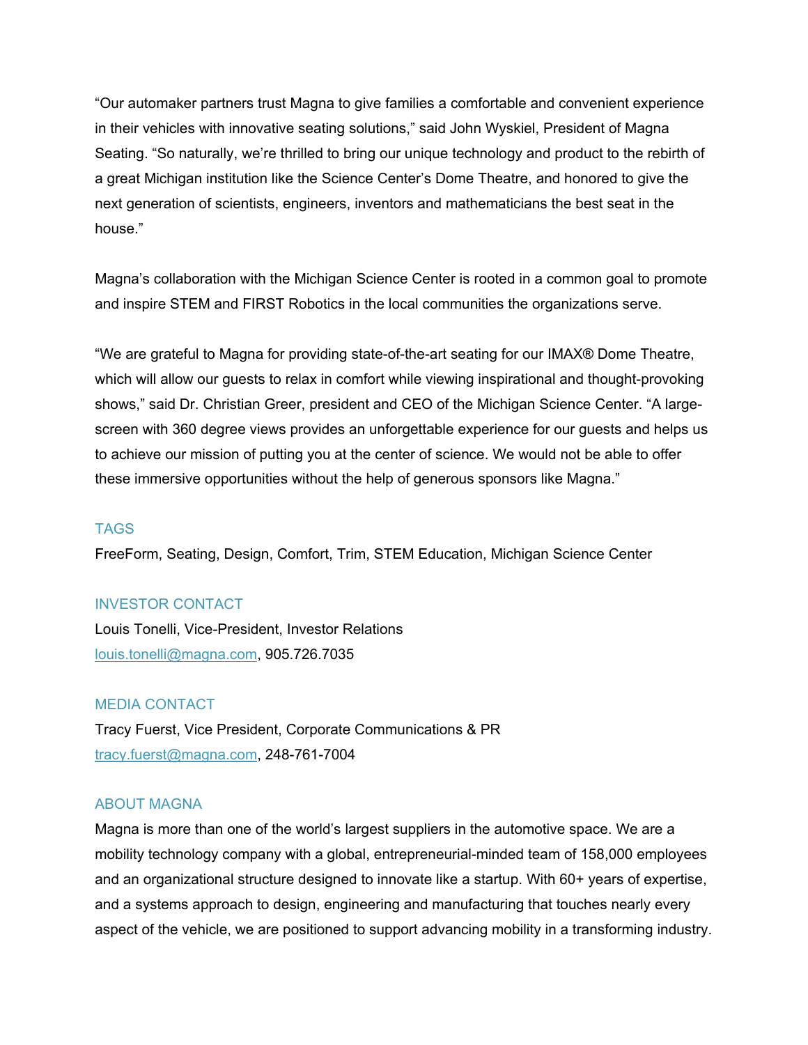"Our automaker partners trust Magna to give families a comfortable and convenient experience in their vehicles with innovative seating solutions," said John Wyskiel, President of Magna Seating. "So naturally, we're thrilled to bring our unique technology and product to the rebirth of a great Michigan institution like the Science Center's Dome Theatre, and honored to give the next generation of scientists, engineers, inventors and mathematicians the best seat in the house."

Magna's collaboration with the Michigan Science Center is rooted in a common goal to promote and inspire STEM and FIRST Robotics in the local communities the organizations serve.

"We are grateful to Magna for providing state-of-the-art seating for our IMAX® Dome Theatre, which will allow our guests to relax in comfort while viewing inspirational and thought-provoking shows," said Dr. Christian Greer, president and CEO of the Michigan Science Center. "A large-screen with 360 degree views provides an unforgettable experience for our guests and helps us to achieve our mission of putting you at the center of science. We would not be able to offer these immersive opportunities without the help of generous sponsors like Magna."

## TAGS

FreeForm, Seating, Design, Comfort, Trim, STEM Education, Michigan Science Center

## INVESTOR CONTACT

Louis Tonelli, Vice-President, Investor Relations
louis.tonelli@magna.com, 905.726.7035

## MEDIA CONTACT

Tracy Fuerst, Vice President, Corporate Communications & PR
tracy.fuerst@magna.com, 248-761-7004

## ABOUT MAGNA

Magna is more than one of the world's largest suppliers in the automotive space. We are a mobility technology company with a global, entrepreneurial-minded team of 158,000 employees and an organizational structure designed to innovate like a startup. With 60+ years of expertise, and a systems approach to design, engineering and manufacturing that touches nearly every aspect of the vehicle, we are positioned to support advancing mobility in a transforming industry.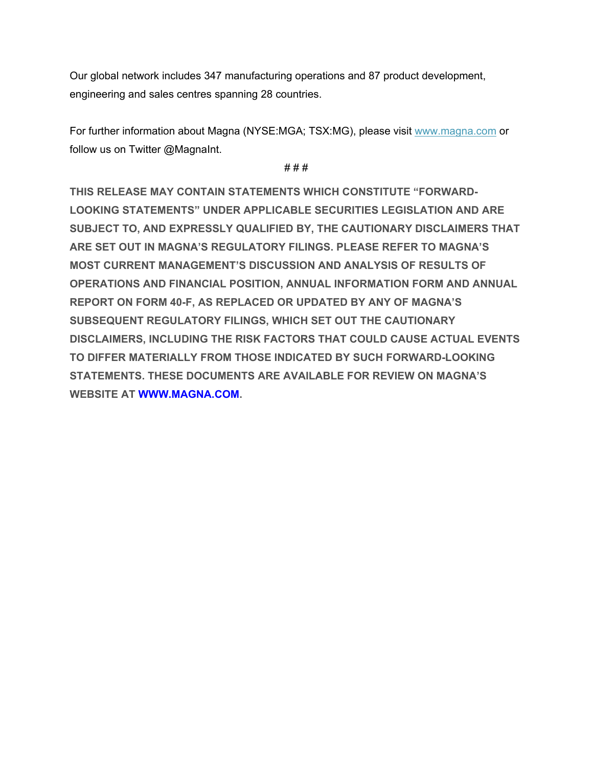Our global network includes 347 manufacturing operations and 87 product development, engineering and sales centres spanning 28 countries.

For further information about Magna (NYSE:MGA; TSX:MG), please visit www.magna.com or follow us on Twitter @MagnaInt.

# # #

**THIS RELEASE MAY CONTAIN STATEMENTS WHICH CONSTITUTE "FORWARD-LOOKING STATEMENTS" UNDER APPLICABLE SECURITIES LEGISLATION AND ARE SUBJECT TO, AND EXPRESSLY QUALIFIED BY, THE CAUTIONARY DISCLAIMERS THAT ARE SET OUT IN MAGNA'S REGULATORY FILINGS. PLEASE REFER TO MAGNA'S MOST CURRENT MANAGEMENT'S DISCUSSION AND ANALYSIS OF RESULTS OF OPERATIONS AND FINANCIAL POSITION, ANNUAL INFORMATION FORM AND ANNUAL REPORT ON FORM 40-F, AS REPLACED OR UPDATED BY ANY OF MAGNA'S SUBSEQUENT REGULATORY FILINGS, WHICH SET OUT THE CAUTIONARY DISCLAIMERS, INCLUDING THE RISK FACTORS THAT COULD CAUSE ACTUAL EVENTS TO DIFFER MATERIALLY FROM THOSE INDICATED BY SUCH FORWARD-LOOKING STATEMENTS. THESE DOCUMENTS ARE AVAILABLE FOR REVIEW ON MAGNA'S WEBSITE AT WWW.MAGNA.COM.**